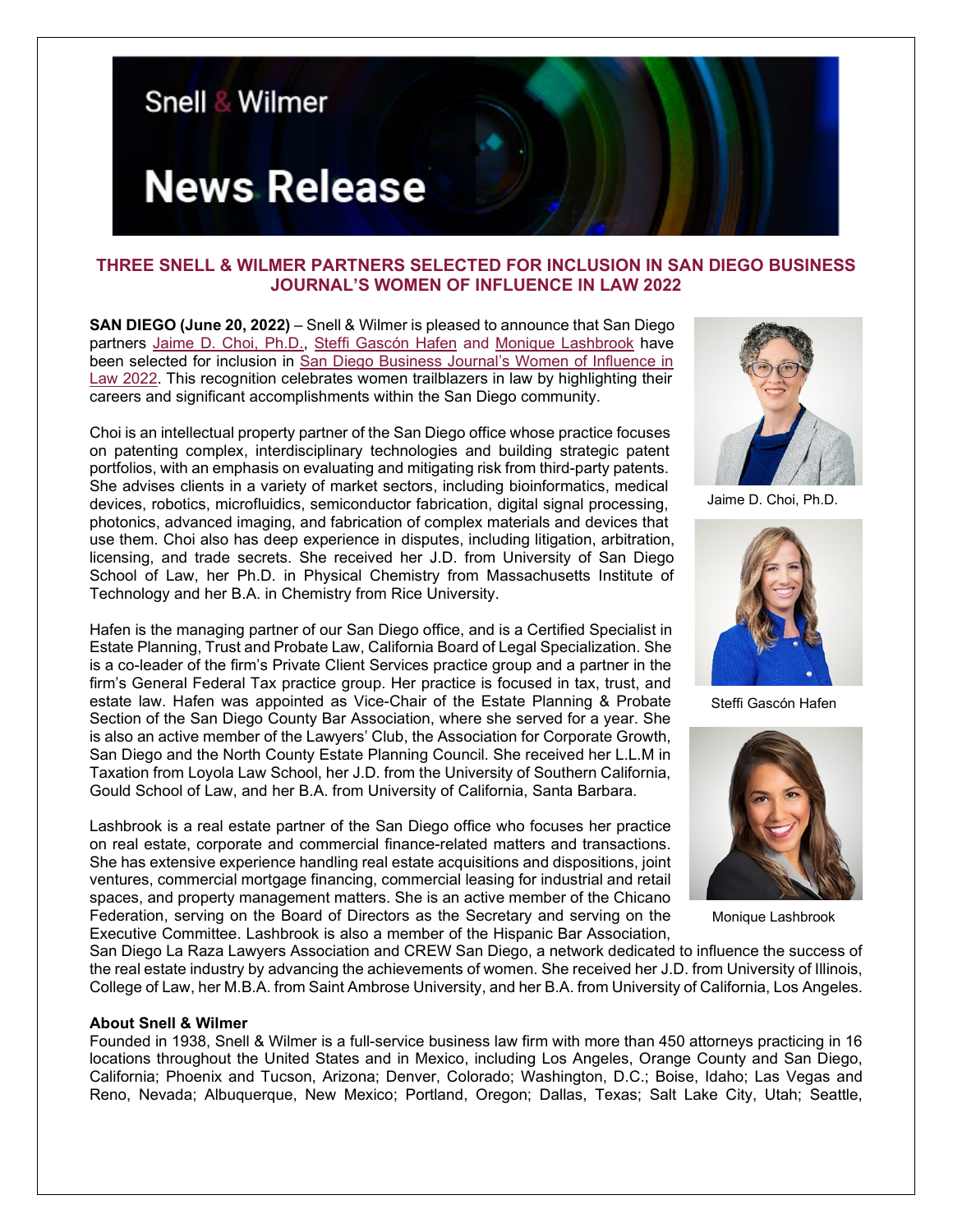Snell & Wilmer

# News Release

## THREE SNELL & WILMER PARTNERS SELECTED FOR INCLUSION IN SAN DIEGO BUSINESS JOURNAL'S WOMEN OF INFLUENCE IN LAW 2022

**SAN DIEGO (June 20, 2022)** – Snell & Wilmer is pleased to announce that San Diego partners Jaime D. Choi, Ph.D., Steffi Gascón Hafen and Monique Lashbrook have been selected for inclusion in San Diego Business Journal's Women of Influence in Law 2022. This recognition celebrates women trailblazers in law by highlighting their careers and significant accomplishments within the San Diego community.

Choi is an intellectual property partner of the San Diego office whose practice focuses on patenting complex, interdisciplinary technologies and building strategic patent portfolios, with an emphasis on evaluating and mitigating risk from third-party patents. She advises clients in a variety of market sectors, including bioinformatics, medical devices, robotics, microfluidics, semiconductor fabrication, digital signal processing, photonics, advanced imaging, and fabrication of complex materials and devices that use them. Choi also has deep experience in disputes, including litigation, arbitration, licensing, and trade secrets. She received her J.D. from University of San Diego School of Law, her Ph.D. in Physical Chemistry from Massachusetts Institute of Technology and her B.A. in Chemistry from Rice University.

Jaime D. Choi, Ph.D.

Hafen is the managing partner of our San Diego office, and is a Certified Specialist in Estate Planning, Trust and Probate Law, California Board of Legal Specialization. She is a co-leader of the firm's Private Client Services practice group and a partner in the firm's General Federal Tax practice group. Her practice is focused in tax, trust, and estate law. Hafen was appointed as Vice-Chair of the Estate Planning & Probate Section of the San Diego County Bar Association, where she served for a year. She is also an active member of the Lawyers' Club, the Association for Corporate Growth, San Diego and the North County Estate Planning Council. She received her L.L.M in Taxation from Loyola Law School, her J.D. from the University of Southern California, Gould School of Law, and her B.A. from University of California, Santa Barbara.

Steffi Gascón Hafen

Lashbrook is a real estate partner of the San Diego office who focuses her practice on real estate, corporate and commercial finance-related matters and transactions. She has extensive experience handling real estate acquisitions and dispositions, joint ventures, commercial mortgage financing, commercial leasing for industrial and retail spaces, and property management matters. She is an active member of the Chicano Federation, serving on the Board of Directors as the Secretary and serving on the Executive Committee. Lashbrook is also a member of the Hispanic Bar Association, San Diego La Raza Lawyers Association and CREW San Diego, a network dedicated to influence the success of the real estate industry by advancing the achievements of women. She received her J.D. from University of Illinois, College of Law, her M.B.A. from Saint Ambrose University, and her B.A. from University of California, Los Angeles.

Monique Lashbrook

**About Snell & Wilmer**

Founded in 1938, Snell & Wilmer is a full-service business law firm with more than 450 attorneys practicing in 16 locations throughout the United States and in Mexico, including Los Angeles, Orange County and San Diego, California; Phoenix and Tucson, Arizona; Denver, Colorado; Washington, D.C.; Boise, Idaho; Las Vegas and Reno, Nevada; Albuquerque, New Mexico; Portland, Oregon; Dallas, Texas; Salt Lake City, Utah; Seattle,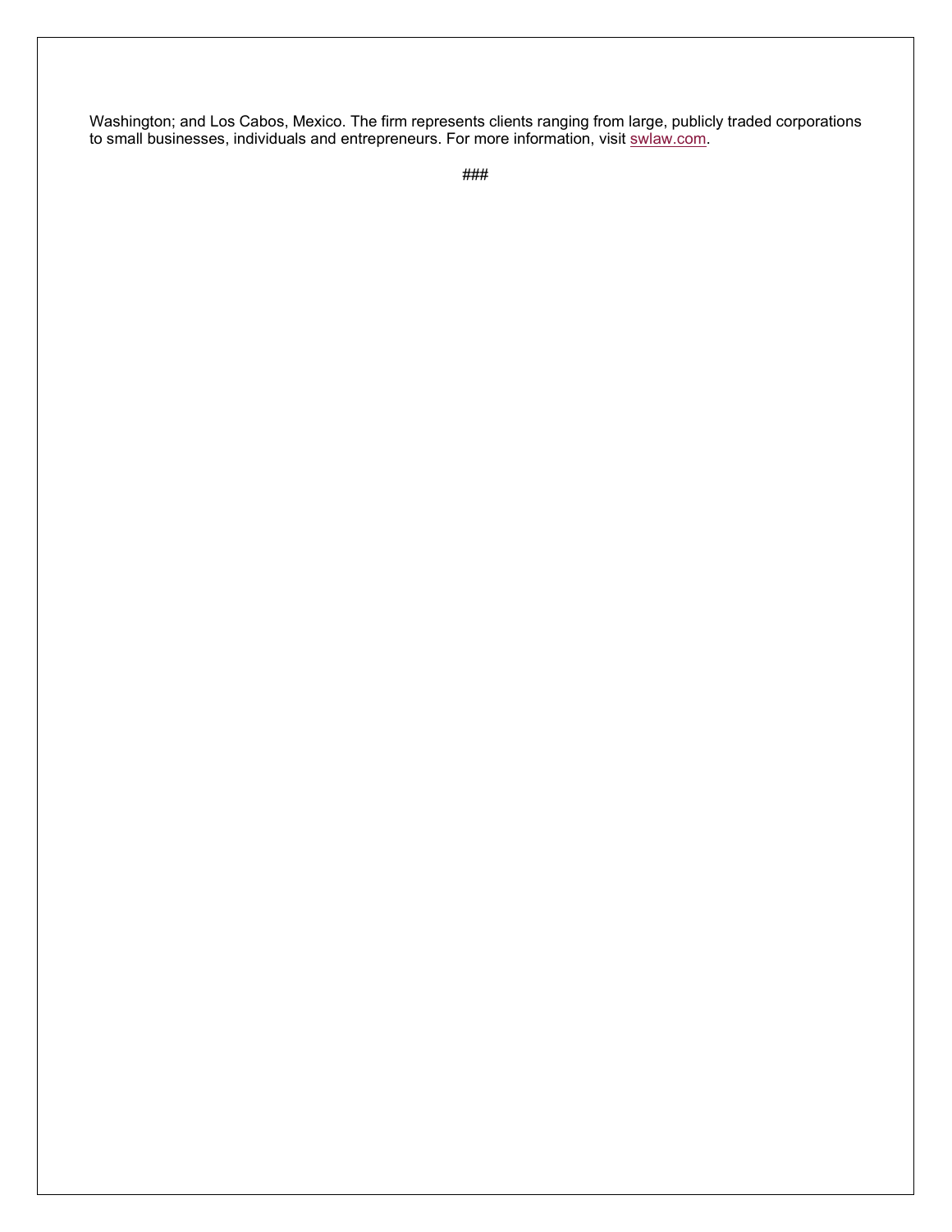Washington; and Los Cabos, Mexico. The firm represents clients ranging from large, publicly traded corporations to small businesses, individuals and entrepreneurs. For more information, visit swlaw.com.

###